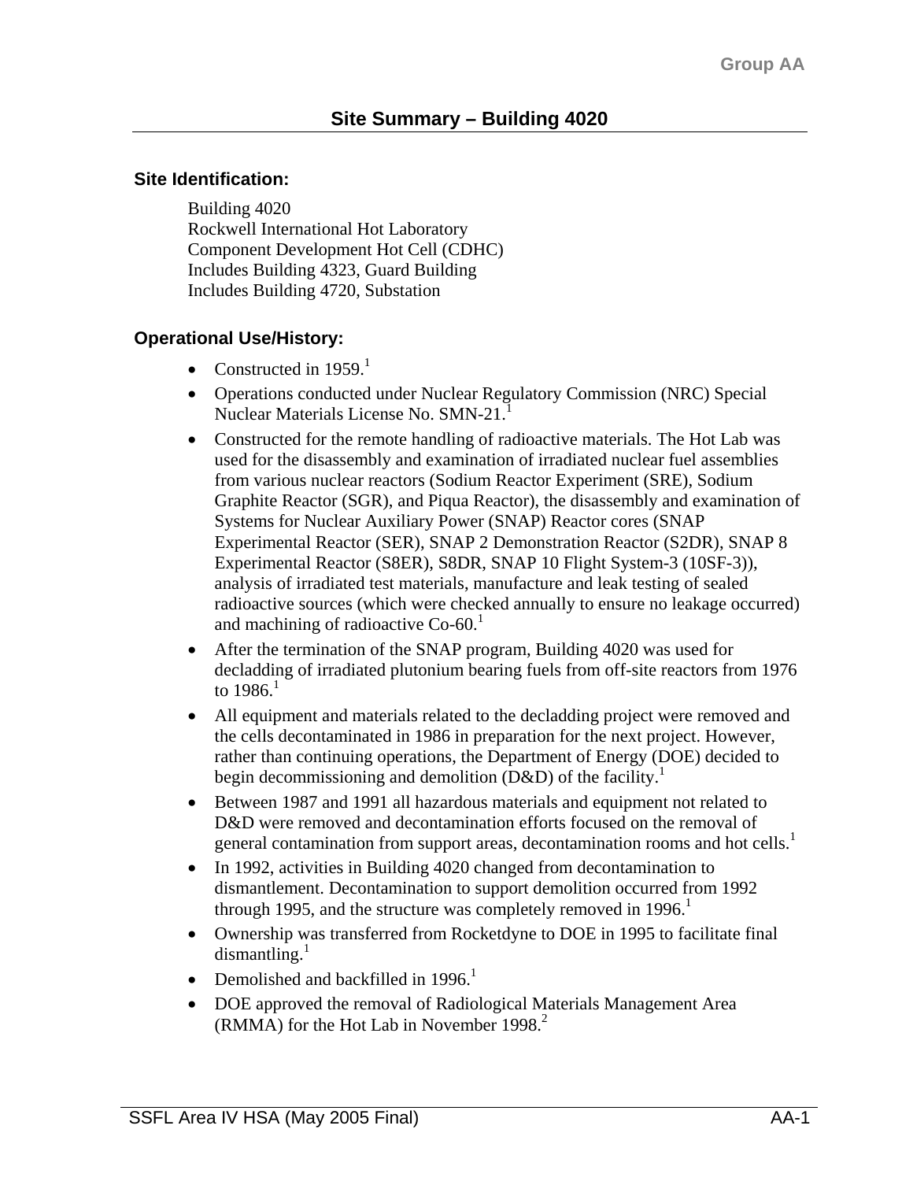# Site Summary – Building 4020

## Site Identification:

Building 4020
Rockwell International Hot Laboratory
Component Development Hot Cell (CDHC)
Includes Building 4323, Guard Building
Includes Building 4720, Substation

## Operational Use/History:

- Constructed in 1959.[1]
- Operations conducted under Nuclear Regulatory Commission (NRC) Special Nuclear Materials License No. SMN-21.[1]
- Constructed for the remote handling of radioactive materials. The Hot Lab was used for the disassembly and examination of irradiated nuclear fuel assemblies from various nuclear reactors (Sodium Reactor Experiment (SRE), Sodium Graphite Reactor (SGR), and Piqua Reactor), the disassembly and examination of Systems for Nuclear Auxiliary Power (SNAP) Reactor cores (SNAP Experimental Reactor (SER), SNAP 2 Demonstration Reactor (S2DR), SNAP 8 Experimental Reactor (S8ER), S8DR, SNAP 10 Flight System-3 (10SF-3)), analysis of irradiated test materials, manufacture and leak testing of sealed radioactive sources (which were checked annually to ensure no leakage occurred) and machining of radioactive Co-60.[1]
- After the termination of the SNAP program, Building 4020 was used for decladding of irradiated plutonium bearing fuels from off-site reactors from 1976 to 1986.[1]
- All equipment and materials related to the decladding project were removed and the cells decontaminated in 1986 in preparation for the next project. However, rather than continuing operations, the Department of Energy (DOE) decided to begin decommissioning and demolition (D&D) of the facility.[1]
- Between 1987 and 1991 all hazardous materials and equipment not related to D&D were removed and decontamination efforts focused on the removal of general contamination from support areas, decontamination rooms and hot cells.[1]
- In 1992, activities in Building 4020 changed from decontamination to dismantlement. Decontamination to support demolition occurred from 1992 through 1995, and the structure was completely removed in 1996.[1]
- Ownership was transferred from Rocketdyne to DOE in 1995 to facilitate final dismantling.[1]
- Demolished and backfilled in 1996.[1]
- DOE approved the removal of Radiological Materials Management Area (RMMA) for the Hot Lab in November 1998.[2]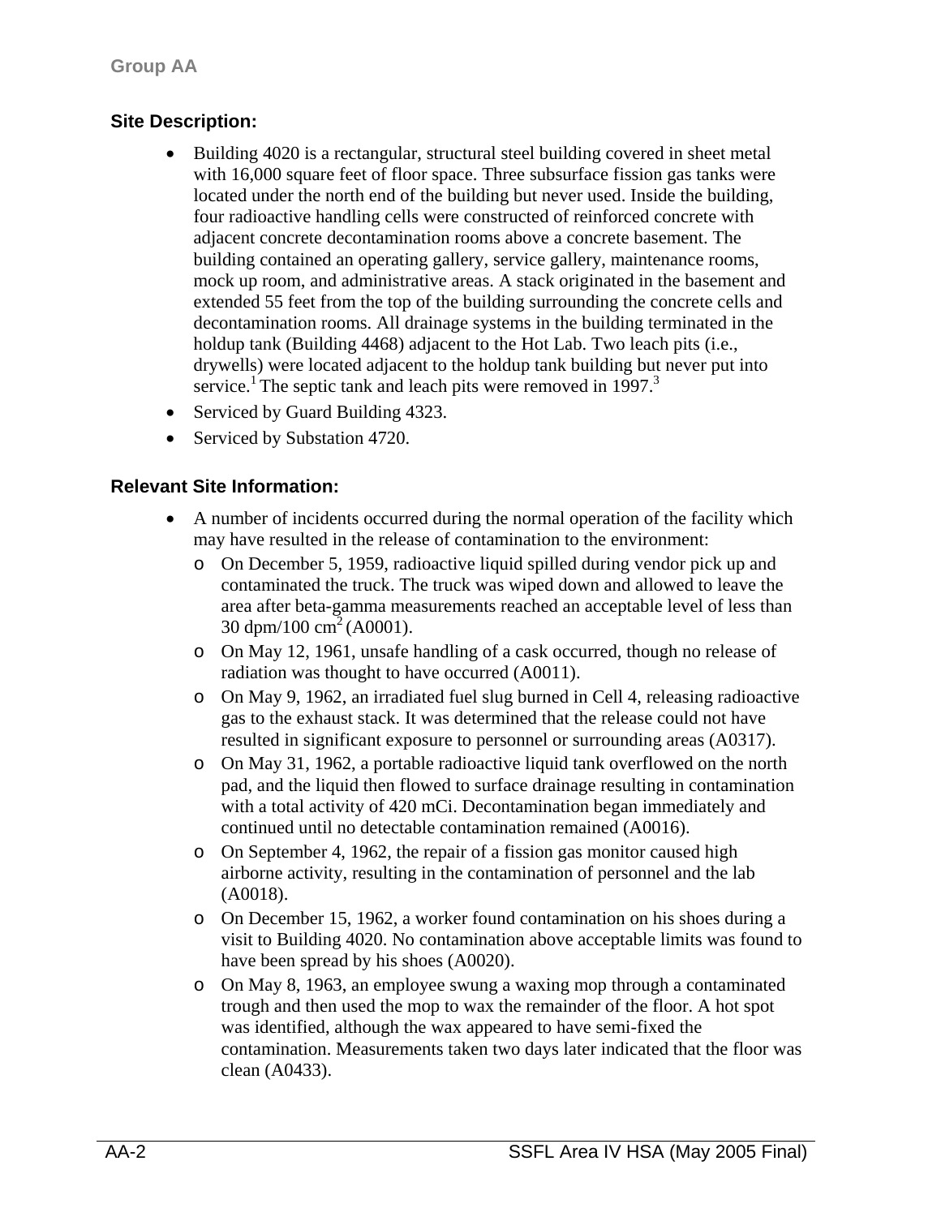### Site Description:

- Building 4020 is a rectangular, structural steel building covered in sheet metal with 16,000 square feet of floor space. Three subsurface fission gas tanks were located under the north end of the building but never used. Inside the building, four radioactive handling cells were constructed of reinforced concrete with adjacent concrete decontamination rooms above a concrete basement. The building contained an operating gallery, service gallery, maintenance rooms, mock up room, and administrative areas. A stack originated in the basement and extended 55 feet from the top of the building surrounding the concrete cells and decontamination rooms. All drainage systems in the building terminated in the holdup tank (Building 4468) adjacent to the Hot Lab. Two leach pits (i.e., drywells) were located adjacent to the holdup tank building but never put into service.[1] The septic tank and leach pits were removed in 1997.[3]
- Serviced by Guard Building 4323.
- Serviced by Substation 4720.

### Relevant Site Information:

- A number of incidents occurred during the normal operation of the facility which may have resulted in the release of contamination to the environment:
  - On December 5, 1959, radioactive liquid spilled during vendor pick up and contaminated the truck. The truck was wiped down and allowed to leave the area after beta-gamma measurements reached an acceptable level of less than 30 dpm/100 $cm^2$ (A0001).
  - On May 12, 1961, unsafe handling of a cask occurred, though no release of radiation was thought to have occurred (A0011).
  - On May 9, 1962, an irradiated fuel slug burned in Cell 4, releasing radioactive gas to the exhaust stack. It was determined that the release could not have resulted in significant exposure to personnel or surrounding areas (A0317).
  - On May 31, 1962, a portable radioactive liquid tank overflowed on the north pad, and the liquid then flowed to surface drainage resulting in contamination with a total activity of 420 mCi. Decontamination began immediately and continued until no detectable contamination remained (A0016).
  - On September 4, 1962, the repair of a fission gas monitor caused high airborne activity, resulting in the contamination of personnel and the lab (A0018).
  - On December 15, 1962, a worker found contamination on his shoes during a visit to Building 4020. No contamination above acceptable limits was found to have been spread by his shoes (A0020).
  - On May 8, 1963, an employee swung a waxing mop through a contaminated trough and then used the mop to wax the remainder of the floor. A hot spot was identified, although the wax appeared to have semi-fixed the contamination. Measurements taken two days later indicated that the floor was clean (A0433).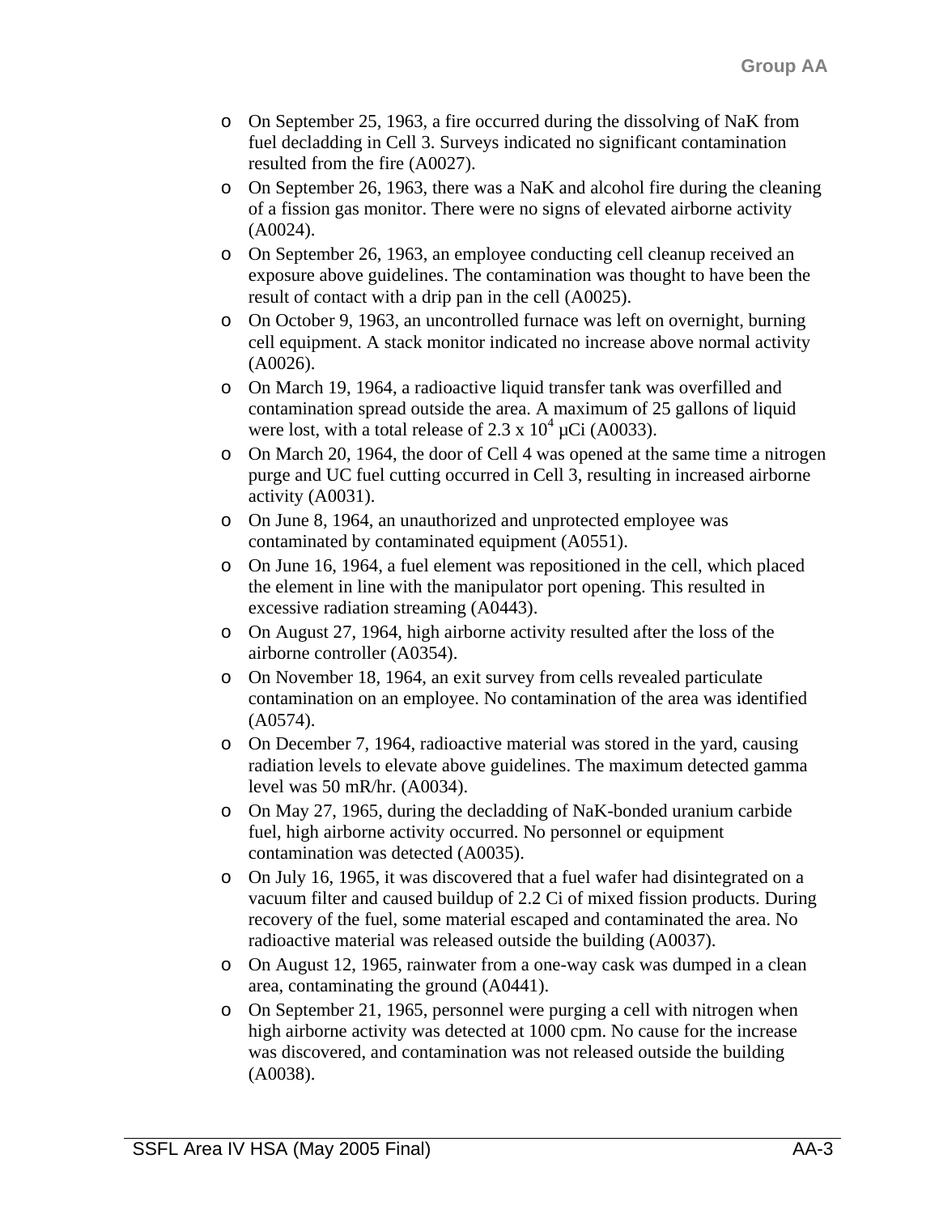- On September 25, 1963, a fire occurred during the dissolving of NaK from fuel decladding in Cell 3. Surveys indicated no significant contamination resulted from the fire (A0027).
- On September 26, 1963, there was a NaK and alcohol fire during the cleaning of a fission gas monitor. There were no signs of elevated airborne activity (A0024).
- On September 26, 1963, an employee conducting cell cleanup received an exposure above guidelines. The contamination was thought to have been the result of contact with a drip pan in the cell (A0025).
- On October 9, 1963, an uncontrolled furnace was left on overnight, burning cell equipment. A stack monitor indicated no increase above normal activity (A0026).
- On March 19, 1964, a radioactive liquid transfer tank was overfilled and contamination spread outside the area. A maximum of 25 gallons of liquid were lost, with a total release of $2.3 \times 10^4$ µCi (A0033).
- On March 20, 1964, the door of Cell 4 was opened at the same time a nitrogen purge and UC fuel cutting occurred in Cell 3, resulting in increased airborne activity (A0031).
- On June 8, 1964, an unauthorized and unprotected employee was contaminated by contaminated equipment (A0551).
- On June 16, 1964, a fuel element was repositioned in the cell, which placed the element in line with the manipulator port opening. This resulted in excessive radiation streaming (A0443).
- On August 27, 1964, high airborne activity resulted after the loss of the airborne controller (A0354).
- On November 18, 1964, an exit survey from cells revealed particulate contamination on an employee. No contamination of the area was identified (A0574).
- On December 7, 1964, radioactive material was stored in the yard, causing radiation levels to elevate above guidelines. The maximum detected gamma level was 50 mR/hr. (A0034).
- On May 27, 1965, during the decladding of NaK-bonded uranium carbide fuel, high airborne activity occurred. No personnel or equipment contamination was detected (A0035).
- On July 16, 1965, it was discovered that a fuel wafer had disintegrated on a vacuum filter and caused buildup of 2.2 Ci of mixed fission products. During recovery of the fuel, some material escaped and contaminated the area. No radioactive material was released outside the building (A0037).
- On August 12, 1965, rainwater from a one-way cask was dumped in a clean area, contaminating the ground (A0441).
- On September 21, 1965, personnel were purging a cell with nitrogen when high airborne activity was detected at 1000 cpm. No cause for the increase was discovered, and contamination was not released outside the building (A0038).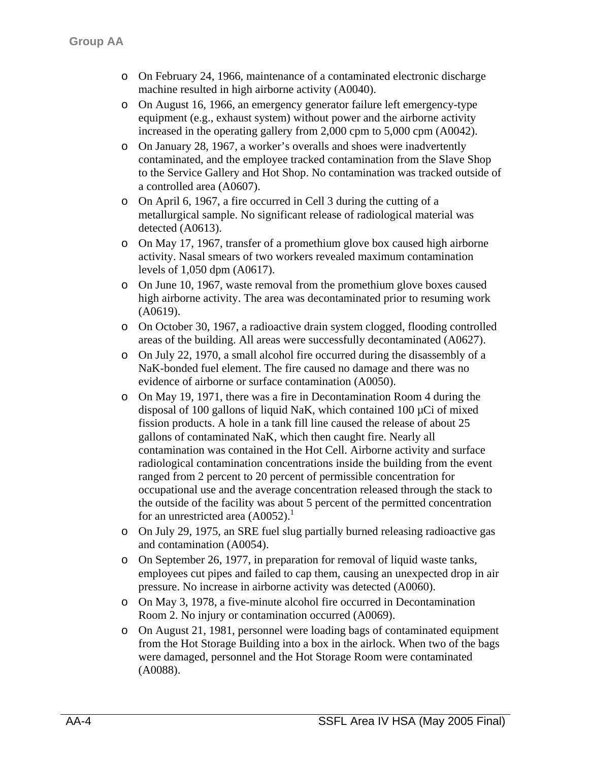- On February 24, 1966, maintenance of a contaminated electronic discharge machine resulted in high airborne activity (A0040).
- On August 16, 1966, an emergency generator failure left emergency-type equipment (e.g., exhaust system) without power and the airborne activity increased in the operating gallery from 2,000 cpm to 5,000 cpm (A0042).
- On January 28, 1967, a worker's overalls and shoes were inadvertently contaminated, and the employee tracked contamination from the Slave Shop to the Service Gallery and Hot Shop. No contamination was tracked outside of a controlled area (A0607).
- On April 6, 1967, a fire occurred in Cell 3 during the cutting of a metallurgical sample. No significant release of radiological material was detected (A0613).
- On May 17, 1967, transfer of a promethium glove box caused high airborne activity. Nasal smears of two workers revealed maximum contamination levels of 1,050 dpm (A0617).
- On June 10, 1967, waste removal from the promethium glove boxes caused high airborne activity. The area was decontaminated prior to resuming work (A0619).
- On October 30, 1967, a radioactive drain system clogged, flooding controlled areas of the building. All areas were successfully decontaminated (A0627).
- On July 22, 1970, a small alcohol fire occurred during the disassembly of a NaK-bonded fuel element. The fire caused no damage and there was no evidence of airborne or surface contamination (A0050).
- On May 19, 1971, there was a fire in Decontamination Room 4 during the disposal of 100 gallons of liquid NaK, which contained 100 µCi of mixed fission products. A hole in a tank fill line caused the release of about 25 gallons of contaminated NaK, which then caught fire. Nearly all contamination was contained in the Hot Cell. Airborne activity and surface radiological contamination concentrations inside the building from the event ranged from 2 percent to 20 percent of permissible concentration for occupational use and the average concentration released through the stack to the outside of the facility was about 5 percent of the permitted concentration for an unrestricted area (A0052).[1]
- On July 29, 1975, an SRE fuel slug partially burned releasing radioactive gas and contamination (A0054).
- On September 26, 1977, in preparation for removal of liquid waste tanks, employees cut pipes and failed to cap them, causing an unexpected drop in air pressure. No increase in airborne activity was detected (A0060).
- On May 3, 1978, a five-minute alcohol fire occurred in Decontamination Room 2. No injury or contamination occurred (A0069).
- On August 21, 1981, personnel were loading bags of contaminated equipment from the Hot Storage Building into a box in the airlock. When two of the bags were damaged, personnel and the Hot Storage Room were contaminated (A0088).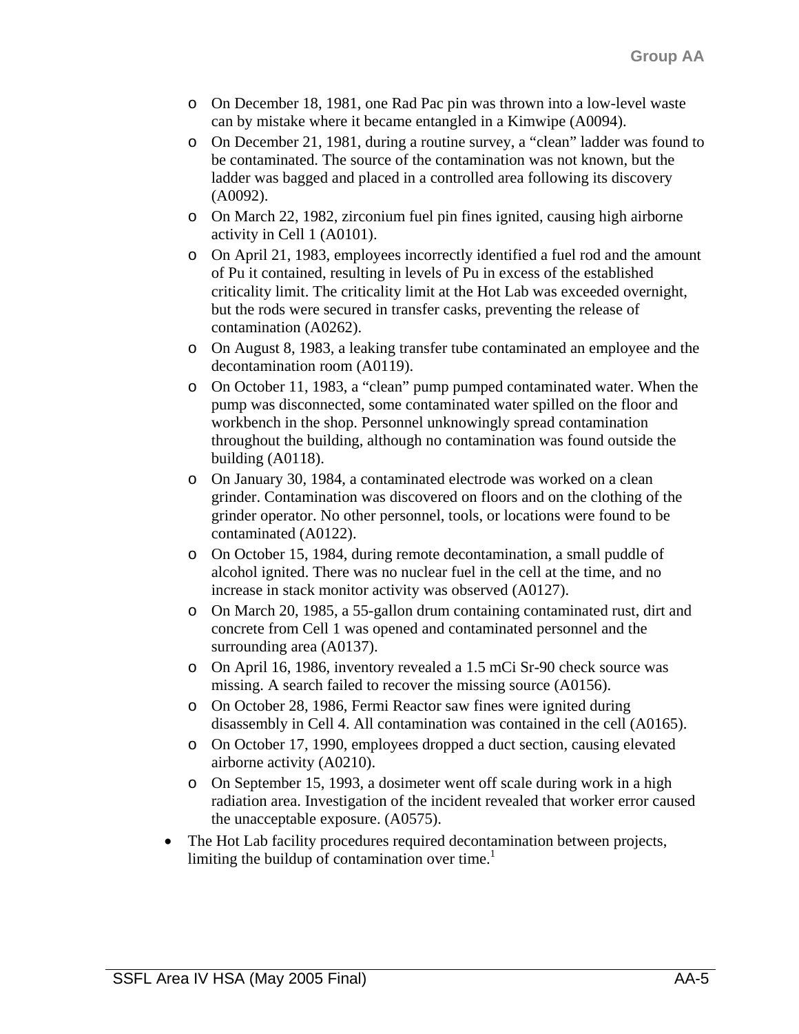- On December 18, 1981, one Rad Pac pin was thrown into a low-level waste can by mistake where it became entangled in a Kimwipe (A0094).
  - On December 21, 1981, during a routine survey, a "clean" ladder was found to be contaminated. The source of the contamination was not known, but the ladder was bagged and placed in a controlled area following its discovery (A0092).
  - On March 22, 1982, zirconium fuel pin fines ignited, causing high airborne activity in Cell 1 (A0101).
  - On April 21, 1983, employees incorrectly identified a fuel rod and the amount of Pu it contained, resulting in levels of Pu in excess of the established criticality limit. The criticality limit at the Hot Lab was exceeded overnight, but the rods were secured in transfer casks, preventing the release of contamination (A0262).
  - On August 8, 1983, a leaking transfer tube contaminated an employee and the decontamination room (A0119).
  - On October 11, 1983, a "clean" pump pumped contaminated water. When the pump was disconnected, some contaminated water spilled on the floor and workbench in the shop. Personnel unknowingly spread contamination throughout the building, although no contamination was found outside the building (A0118).
  - On January 30, 1984, a contaminated electrode was worked on a clean grinder. Contamination was discovered on floors and on the clothing of the grinder operator. No other personnel, tools, or locations were found to be contaminated (A0122).
  - On October 15, 1984, during remote decontamination, a small puddle of alcohol ignited. There was no nuclear fuel in the cell at the time, and no increase in stack monitor activity was observed (A0127).
  - On March 20, 1985, a 55-gallon drum containing contaminated rust, dirt and concrete from Cell 1 was opened and contaminated personnel and the surrounding area (A0137).
  - On April 16, 1986, inventory revealed a 1.5 mCi Sr-90 check source was missing. A search failed to recover the missing source (A0156).
  - On October 28, 1986, Fermi Reactor saw fines were ignited during disassembly in Cell 4. All contamination was contained in the cell (A0165).
  - On October 17, 1990, employees dropped a duct section, causing elevated airborne activity (A0210).
  - On September 15, 1993, a dosimeter went off scale during work in a high radiation area. Investigation of the incident revealed that worker error caused the unacceptable exposure. (A0575).
- The Hot Lab facility procedures required decontamination between projects, limiting the buildup of contamination over time.[1]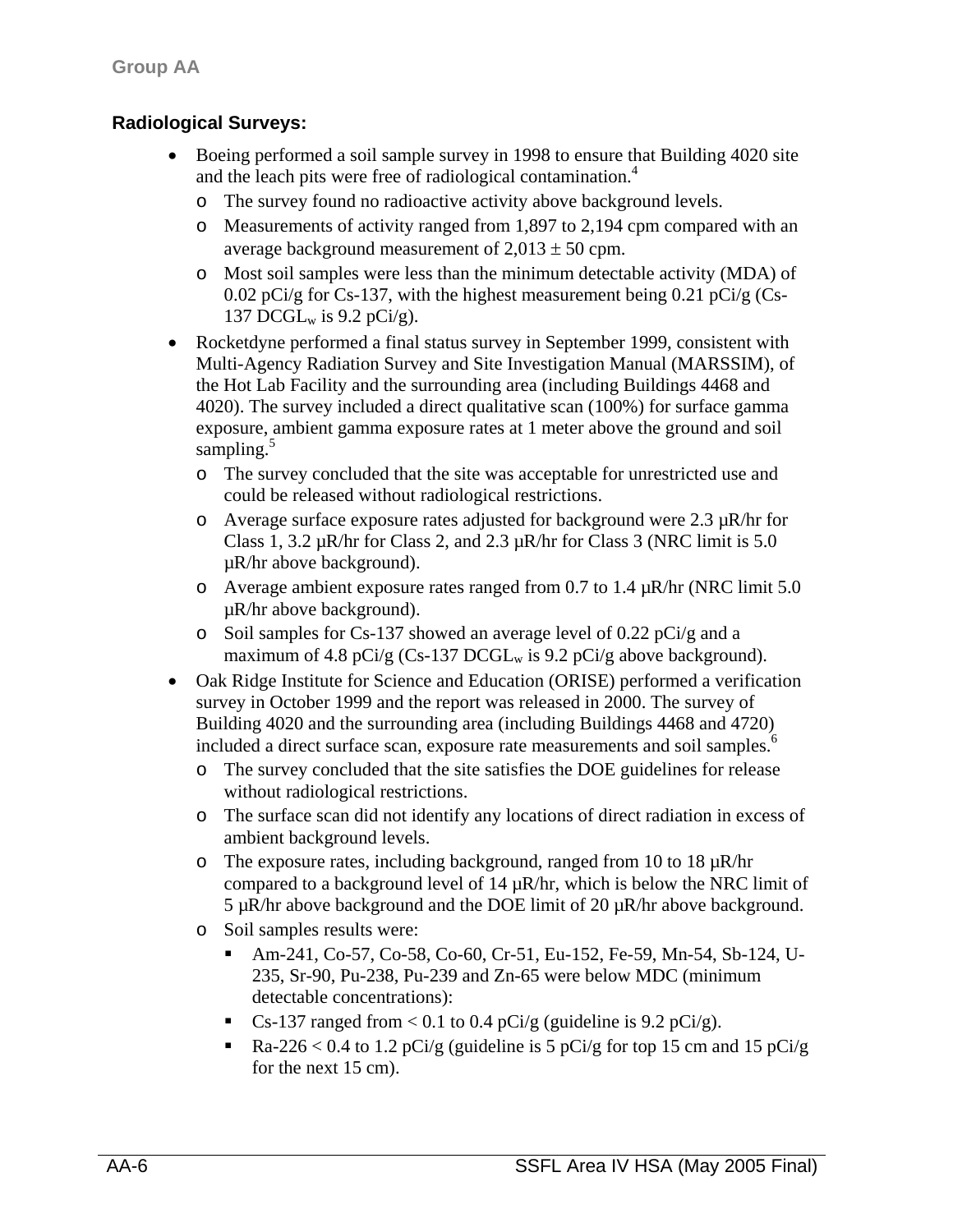## Radiological Surveys:

- Boeing performed a soil sample survey in 1998 to ensure that Building 4020 site and the leach pits were free of radiological contamination.[4]
  - The survey found no radioactive activity above background levels.
  - Measurements of activity ranged from 1,897 to 2,194 cpm compared with an average background measurement of 2,013 ± 50 cpm.
  - Most soil samples were less than the minimum detectable activity (MDA) of 0.02 pCi/g for Cs-137, with the highest measurement being 0.21 pCi/g (Cs-137 $DCGL_w$ is 9.2 pCi/g).
- Rocketdyne performed a final status survey in September 1999, consistent with Multi-Agency Radiation Survey and Site Investigation Manual (MARSSIM), of the Hot Lab Facility and the surrounding area (including Buildings 4468 and 4020). The survey included a direct qualitative scan (100%) for surface gamma exposure, ambient gamma exposure rates at 1 meter above the ground and soil sampling.[5]
  - The survey concluded that the site was acceptable for unrestricted use and could be released without radiological restrictions.
  - Average surface exposure rates adjusted for background were 2.3 µR/hr for Class 1, 3.2 µR/hr for Class 2, and 2.3 µR/hr for Class 3 (NRC limit is 5.0 µR/hr above background).
  - Average ambient exposure rates ranged from 0.7 to 1.4 µR/hr (NRC limit 5.0 µR/hr above background).
  - Soil samples for Cs-137 showed an average level of 0.22 pCi/g and a maximum of 4.8 pCi/g (Cs-137 $DCGL_w$ is 9.2 pCi/g above background).
- Oak Ridge Institute for Science and Education (ORISE) performed a verification survey in October 1999 and the report was released in 2000. The survey of Building 4020 and the surrounding area (including Buildings 4468 and 4720) included a direct surface scan, exposure rate measurements and soil samples.[6]
  - The survey concluded that the site satisfies the DOE guidelines for release without radiological restrictions.
  - The surface scan did not identify any locations of direct radiation in excess of ambient background levels.
  - The exposure rates, including background, ranged from 10 to 18 µR/hr compared to a background level of 14 µR/hr, which is below the NRC limit of 5 µR/hr above background and the DOE limit of 20 µR/hr above background.
  - Soil samples results were:
    - Am-241, Co-57, Co-58, Co-60, Cr-51, Eu-152, Fe-59, Mn-54, Sb-124, U-235, Sr-90, Pu-238, Pu-239 and Zn-65 were below MDC (minimum detectable concentrations):
    - Cs-137 ranged from < 0.1 to 0.4 pCi/g (guideline is 9.2 pCi/g).
    - Ra-226 < 0.4 to 1.2 pCi/g (guideline is 5 pCi/g for top 15 cm and 15 pCi/g for the next 15 cm).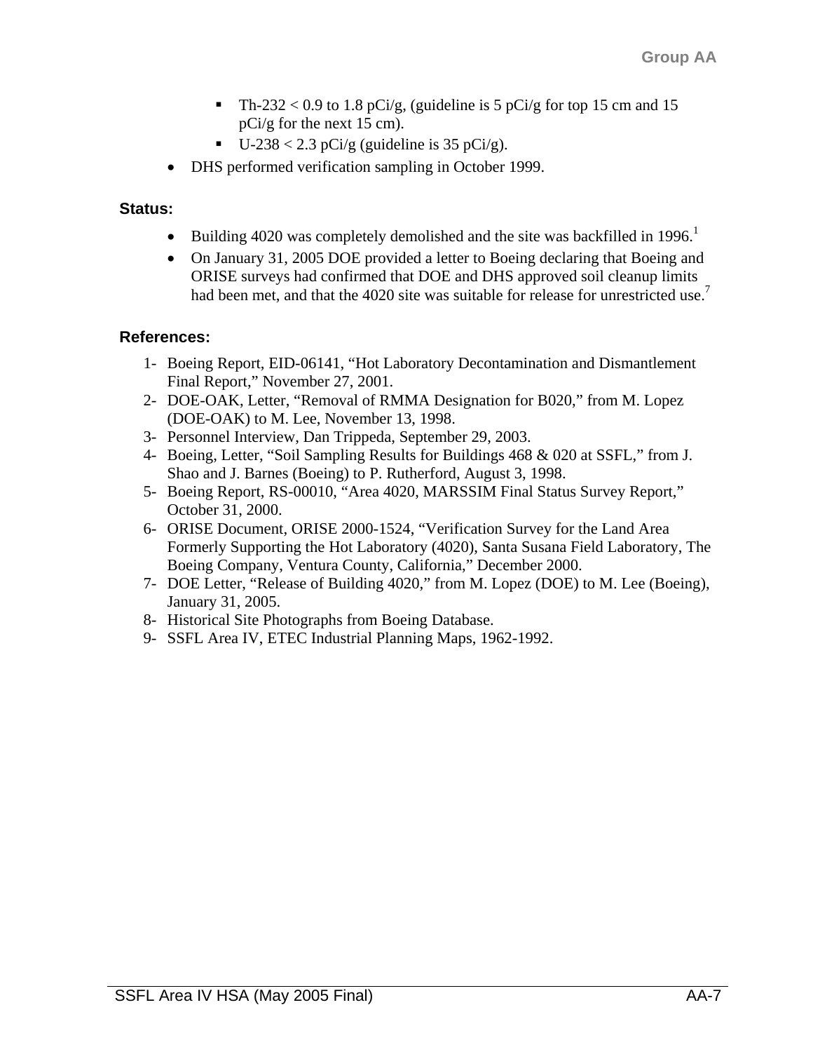- Th-232 < 0.9 to 1.8 pCi/g, (guideline is 5 pCi/g for top 15 cm and 15 pCi/g for the next 15 cm).
    - U-238 < 2.3 pCi/g (guideline is 35 pCi/g).
- DHS performed verification sampling in October 1999.

**Status:**

- Building 4020 was completely demolished and the site was backfilled in 1996.[1]
- On January 31, 2005 DOE provided a letter to Boeing declaring that Boeing and ORISE surveys had confirmed that DOE and DHS approved soil cleanup limits had been met, and that the 4020 site was suitable for release for unrestricted use.[7]

**References:**

1- Boeing Report, EID-06141, "Hot Laboratory Decontamination and Dismantlement Final Report," November 27, 2001.

2- DOE-OAK, Letter, "Removal of RMMA Designation for B020," from M. Lopez (DOE-OAK) to M. Lee, November 13, 1998.

3- Personnel Interview, Dan Trippeda, September 29, 2003.

4- Boeing, Letter, "Soil Sampling Results for Buildings 468 & 020 at SSFL," from J. Shao and J. Barnes (Boeing) to P. Rutherford, August 3, 1998.

5- Boeing Report, RS-00010, "Area 4020, MARSSIM Final Status Survey Report," October 31, 2000.

6- ORISE Document, ORISE 2000-1524, "Verification Survey for the Land Area Formerly Supporting the Hot Laboratory (4020), Santa Susana Field Laboratory, The Boeing Company, Ventura County, California," December 2000.

7- DOE Letter, "Release of Building 4020," from M. Lopez (DOE) to M. Lee (Boeing), January 31, 2005.

8- Historical Site Photographs from Boeing Database.

9- SSFL Area IV, ETEC Industrial Planning Maps, 1962-1992.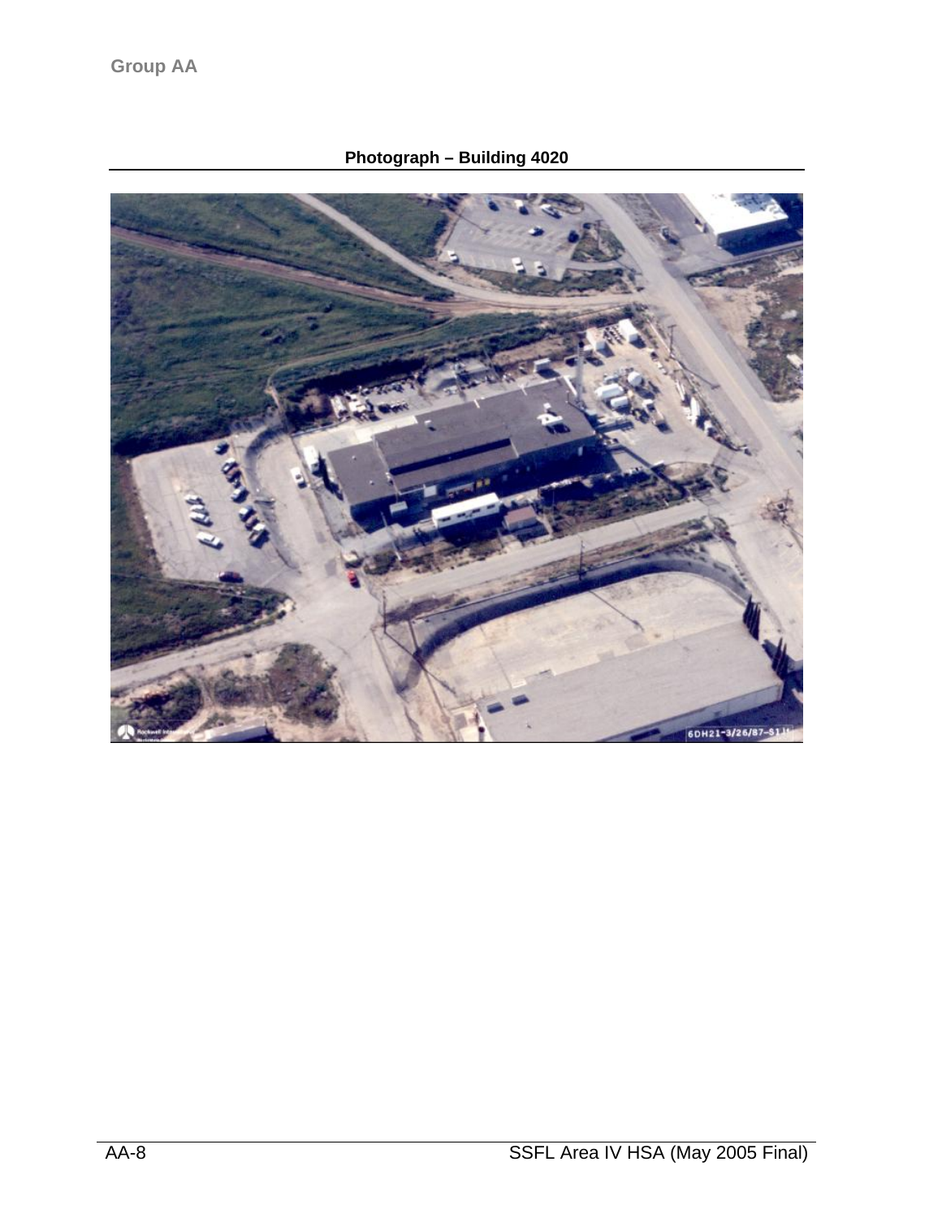**Photograph – Building 4020**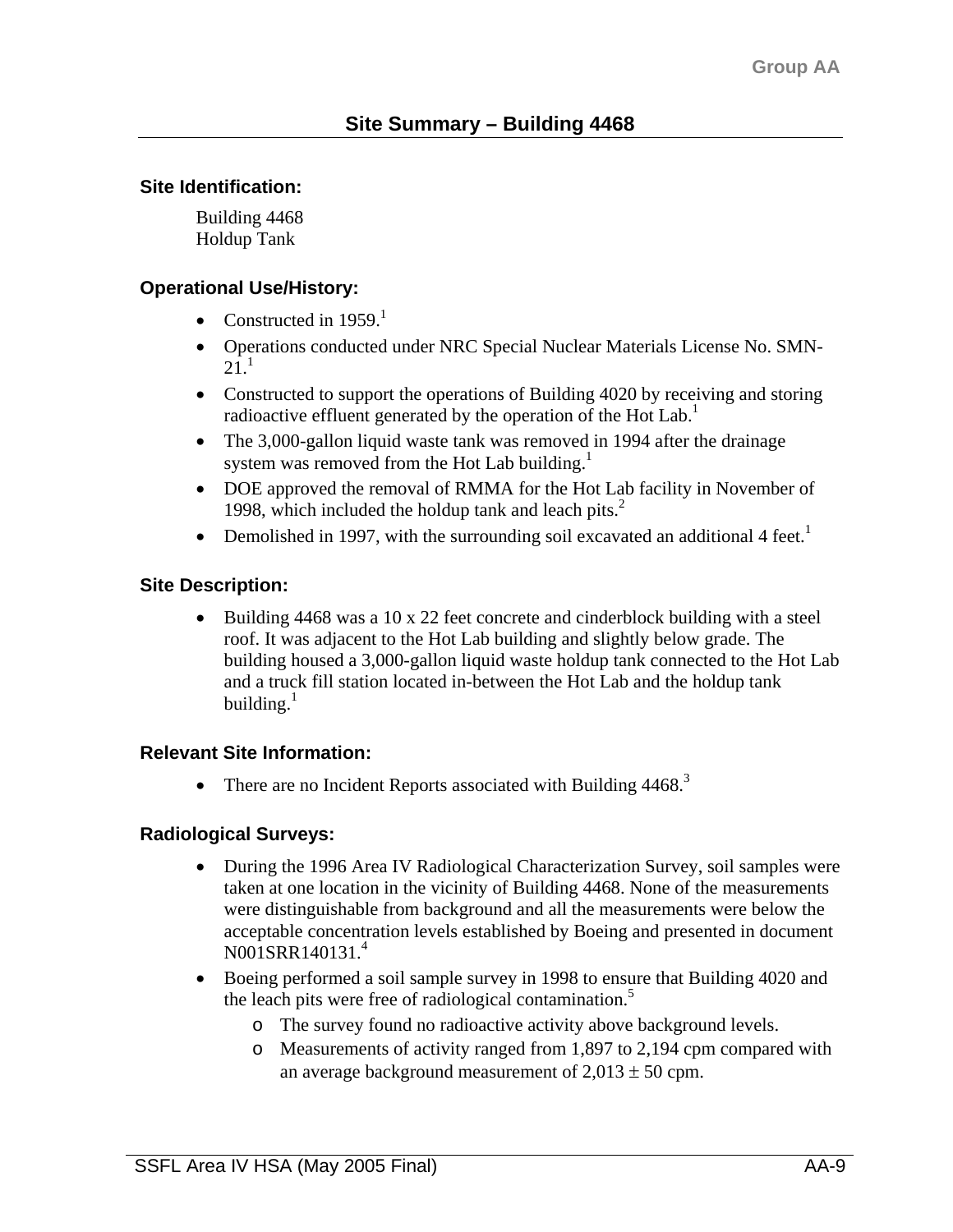## Site Summary – Building 4468

### Site Identification:

Building 4468
Holdup Tank

### Operational Use/History:

- Constructed in 1959.[1]
- Operations conducted under NRC Special Nuclear Materials License No. SMN-21.[1]
- Constructed to support the operations of Building 4020 by receiving and storing radioactive effluent generated by the operation of the Hot Lab.[1]
- The 3,000-gallon liquid waste tank was removed in 1994 after the drainage system was removed from the Hot Lab building.[1]
- DOE approved the removal of RMMA for the Hot Lab facility in November of 1998, which included the holdup tank and leach pits.[2]
- Demolished in 1997, with the surrounding soil excavated an additional 4 feet.[1]

### Site Description:

- Building 4468 was a 10 x 22 feet concrete and cinderblock building with a steel roof. It was adjacent to the Hot Lab building and slightly below grade. The building housed a 3,000-gallon liquid waste holdup tank connected to the Hot Lab and a truck fill station located in-between the Hot Lab and the holdup tank building.[1]

### Relevant Site Information:

- There are no Incident Reports associated with Building 4468.[3]

### Radiological Surveys:

- During the 1996 Area IV Radiological Characterization Survey, soil samples were taken at one location in the vicinity of Building 4468. None of the measurements were distinguishable from background and all the measurements were below the acceptable concentration levels established by Boeing and presented in document N001SRR140131.[4]
- Boeing performed a soil sample survey in 1998 to ensure that Building 4020 and the leach pits were free of radiological contamination.[5]
  - The survey found no radioactive activity above background levels.
  - Measurements of activity ranged from 1,897 to 2,194 cpm compared with an average background measurement of 2,013 ± 50 cpm.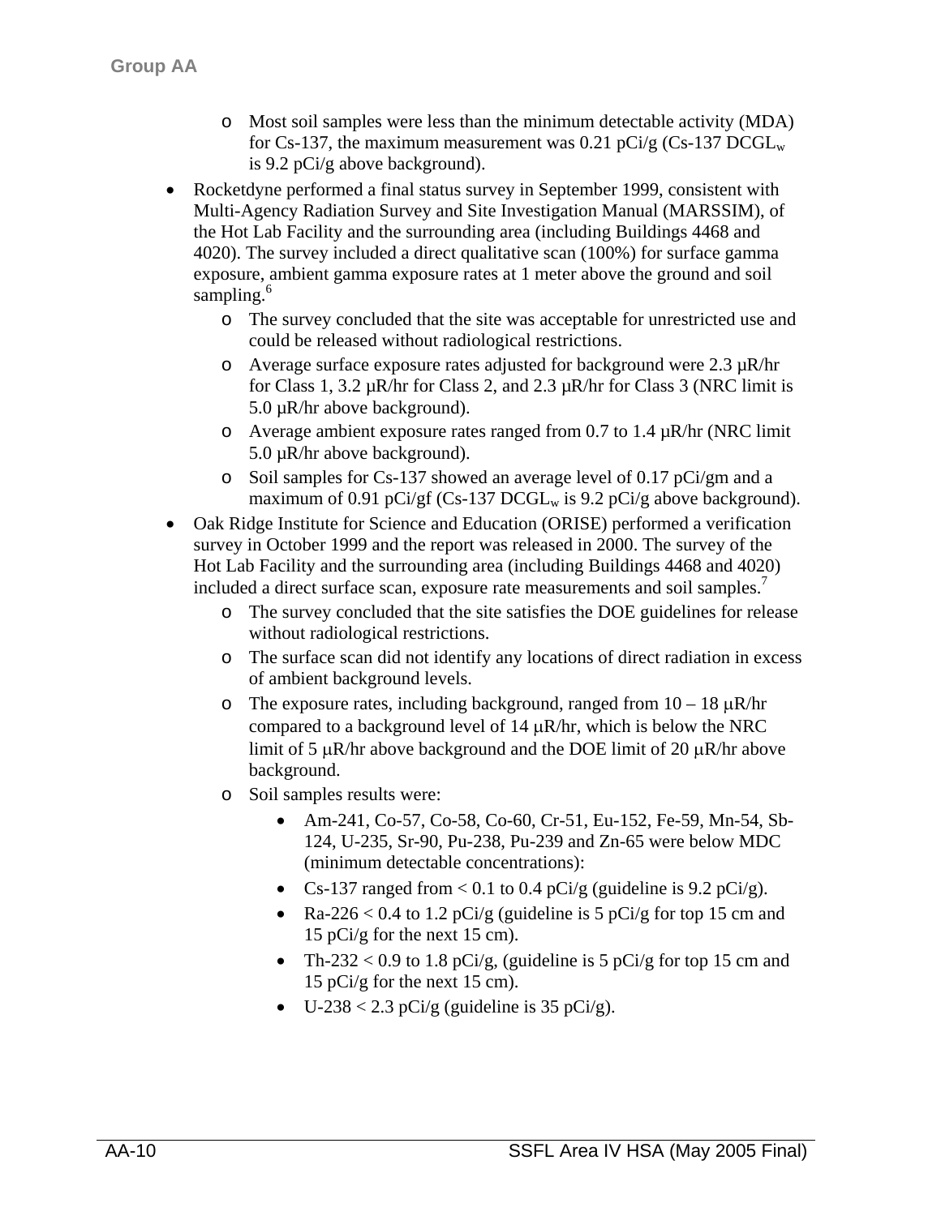- Most soil samples were less than the minimum detectable activity (MDA) for Cs-137, the maximum measurement was 0.21 pCi/g (Cs-137 $DCGL_w$ is 9.2 pCi/g above background).

- Rocketdyne performed a final status survey in September 1999, consistent with Multi-Agency Radiation Survey and Site Investigation Manual (MARSSIM), of the Hot Lab Facility and the surrounding area (including Buildings 4468 and 4020). The survey included a direct qualitative scan (100%) for surface gamma exposure, ambient gamma exposure rates at 1 meter above the ground and soil sampling.[6]
  - The survey concluded that the site was acceptable for unrestricted use and could be released without radiological restrictions.
  - Average surface exposure rates adjusted for background were 2.3 µR/hr for Class 1, 3.2 µR/hr for Class 2, and 2.3 µR/hr for Class 3 (NRC limit is 5.0 µR/hr above background).
  - Average ambient exposure rates ranged from 0.7 to 1.4 µR/hr (NRC limit 5.0 µR/hr above background).
  - Soil samples for Cs-137 showed an average level of 0.17 pCi/gm and a maximum of 0.91 pCi/gf (Cs-137 $DCGL_w$ is 9.2 pCi/g above background).

- Oak Ridge Institute for Science and Education (ORISE) performed a verification survey in October 1999 and the report was released in 2000. The survey of the Hot Lab Facility and the surrounding area (including Buildings 4468 and 4020) included a direct surface scan, exposure rate measurements and soil samples.[7]
  - The survey concluded that the site satisfies the DOE guidelines for release without radiological restrictions.
  - The surface scan did not identify any locations of direct radiation in excess of ambient background levels.
  - The exposure rates, including background, ranged from 10 – 18 µR/hr compared to a background level of 14 µR/hr, which is below the NRC limit of 5 µR/hr above background and the DOE limit of 20 µR/hr above background.
  - Soil samples results were:
    - Am-241, Co-57, Co-58, Co-60, Cr-51, Eu-152, Fe-59, Mn-54, Sb-124, U-235, Sr-90, Pu-238, Pu-239 and Zn-65 were below MDC (minimum detectable concentrations):
    - Cs-137 ranged from < 0.1 to 0.4 pCi/g (guideline is 9.2 pCi/g).
    - Ra-226 < 0.4 to 1.2 pCi/g (guideline is 5 pCi/g for top 15 cm and 15 pCi/g for the next 15 cm).
    - Th-232 < 0.9 to 1.8 pCi/g, (guideline is 5 pCi/g for top 15 cm and 15 pCi/g for the next 15 cm).
    - U-238 < 2.3 pCi/g (guideline is 35 pCi/g).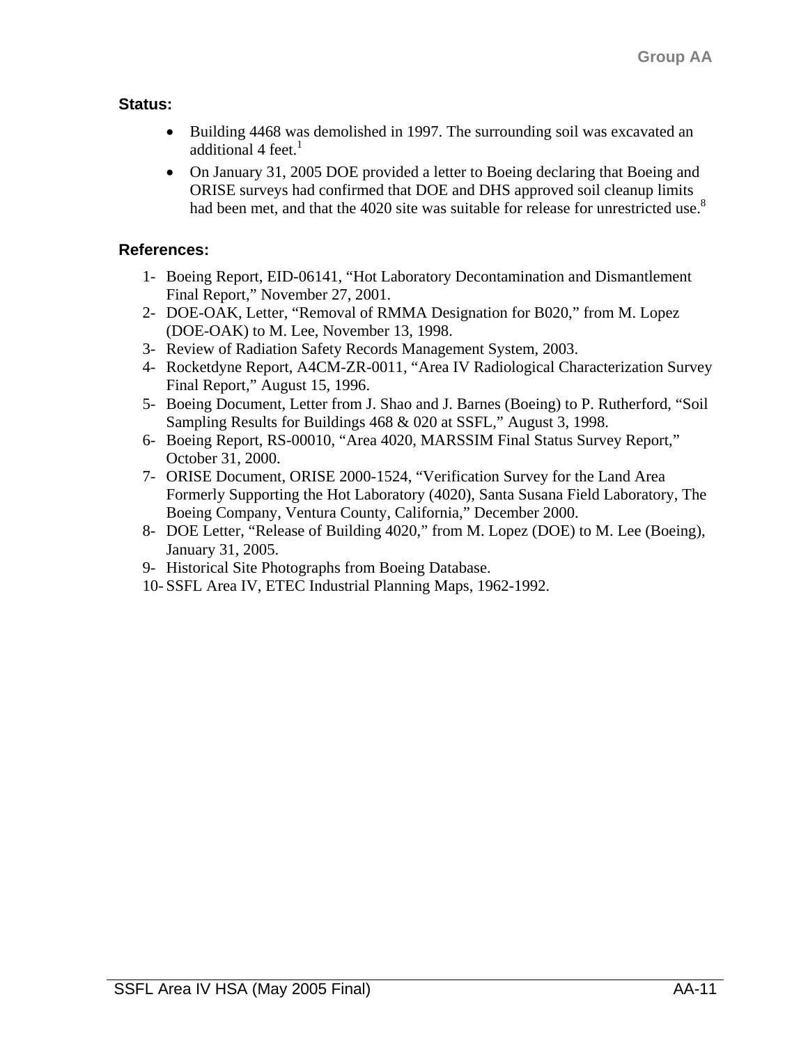**Status:**

- Building 4468 was demolished in 1997. The surrounding soil was excavated an additional 4 feet.[1]
- On January 31, 2005 DOE provided a letter to Boeing declaring that Boeing and ORISE surveys had confirmed that DOE and DHS approved soil cleanup limits had been met, and that the 4020 site was suitable for release for unrestricted use.[8]

**References:**

1- Boeing Report, EID-06141, "Hot Laboratory Decontamination and Dismantlement Final Report," November 27, 2001.
2- DOE-OAK, Letter, "Removal of RMMA Designation for B020," from M. Lopez (DOE-OAK) to M. Lee, November 13, 1998.
3- Review of Radiation Safety Records Management System, 2003.
4- Rocketdyne Report, A4CM-ZR-0011, "Area IV Radiological Characterization Survey Final Report," August 15, 1996.
5- Boeing Document, Letter from J. Shao and J. Barnes (Boeing) to P. Rutherford, "Soil Sampling Results for Buildings 468 & 020 at SSFL," August 3, 1998.
6- Boeing Report, RS-00010, "Area 4020, MARSSIM Final Status Survey Report," October 31, 2000.
7- ORISE Document, ORISE 2000-1524, "Verification Survey for the Land Area Formerly Supporting the Hot Laboratory (4020), Santa Susana Field Laboratory, The Boeing Company, Ventura County, California," December 2000.
8- DOE Letter, "Release of Building 4020," from M. Lopez (DOE) to M. Lee (Boeing), January 31, 2005.
9- Historical Site Photographs from Boeing Database.
10- SSFL Area IV, ETEC Industrial Planning Maps, 1962-1992.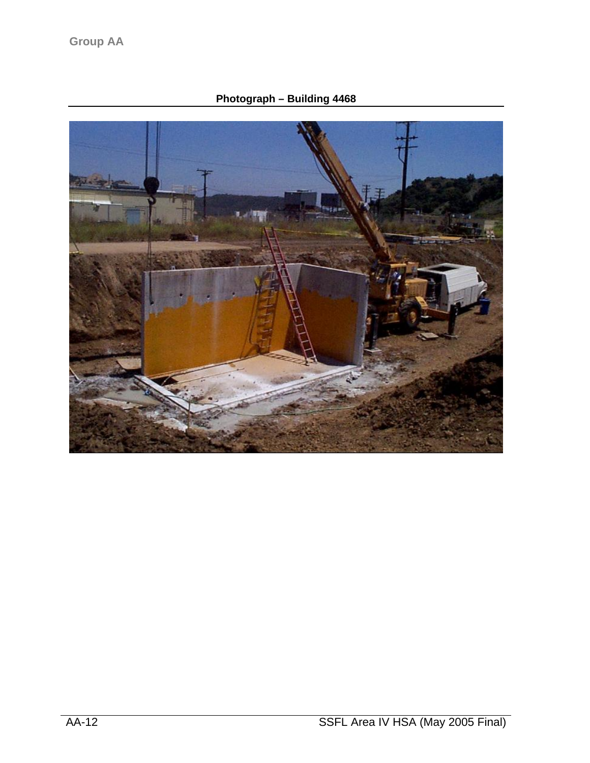Group AA

**Photograph – Building 4468**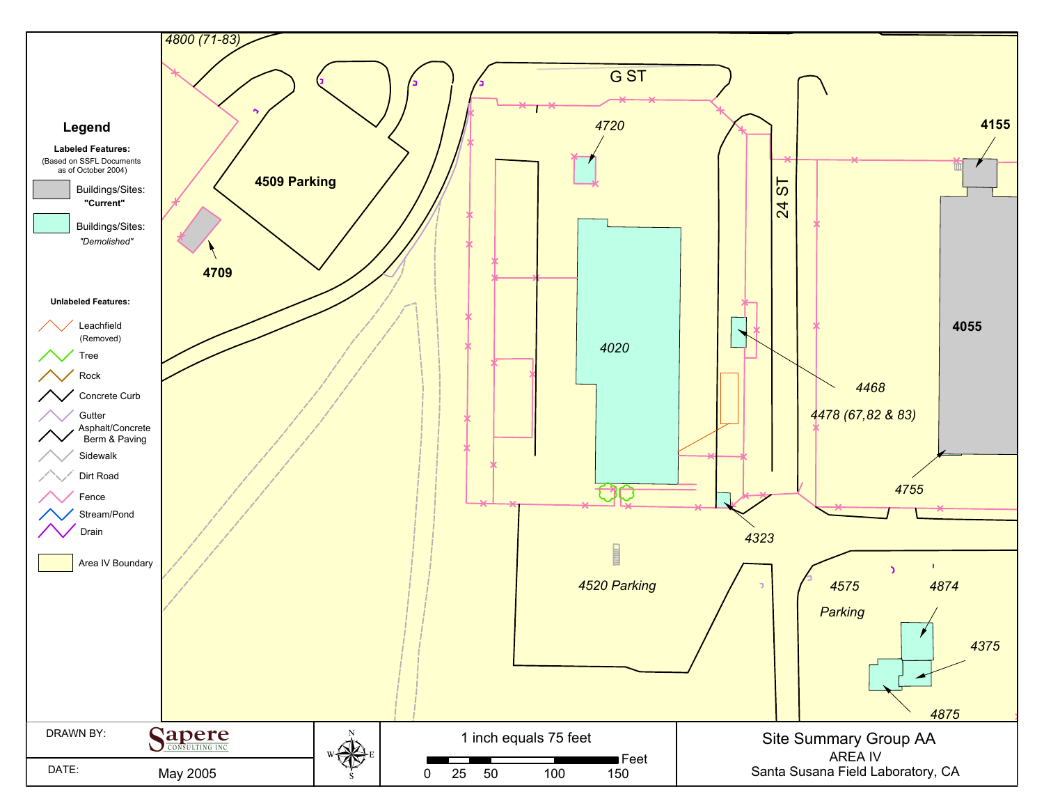4800 (71-83)

G ST

4720

4155

4509 Parking

24 ST

4709

4055

4020

4468

4478 (67,82 & 83)

4755

4323

4520 Parking

4575

Parking

4874

4375

4875

**Legend**

**Labeled Features:**
(Based on SSFL Documents as of October 2004)

Buildings/Sites: **"Current"**

Buildings/Sites: *"Demolished"*

**Unlabeled Features:**

Leachfield (Removed)
Tree
Rock
Concrete Curb
Gutter
Asphalt/Concrete Berm & Paving
Sidewalk
Dirt Road
Fence
Stream/Pond
Drain

Area IV Boundary

DRAWN BY: Sapere Consulting Inc

DATE: May 2005

N W E S

1 inch equals 75 feet

0 25 50 100 150 Feet

Site Summary Group AA
AREA IV
Santa Susana Field Laboratory, CA